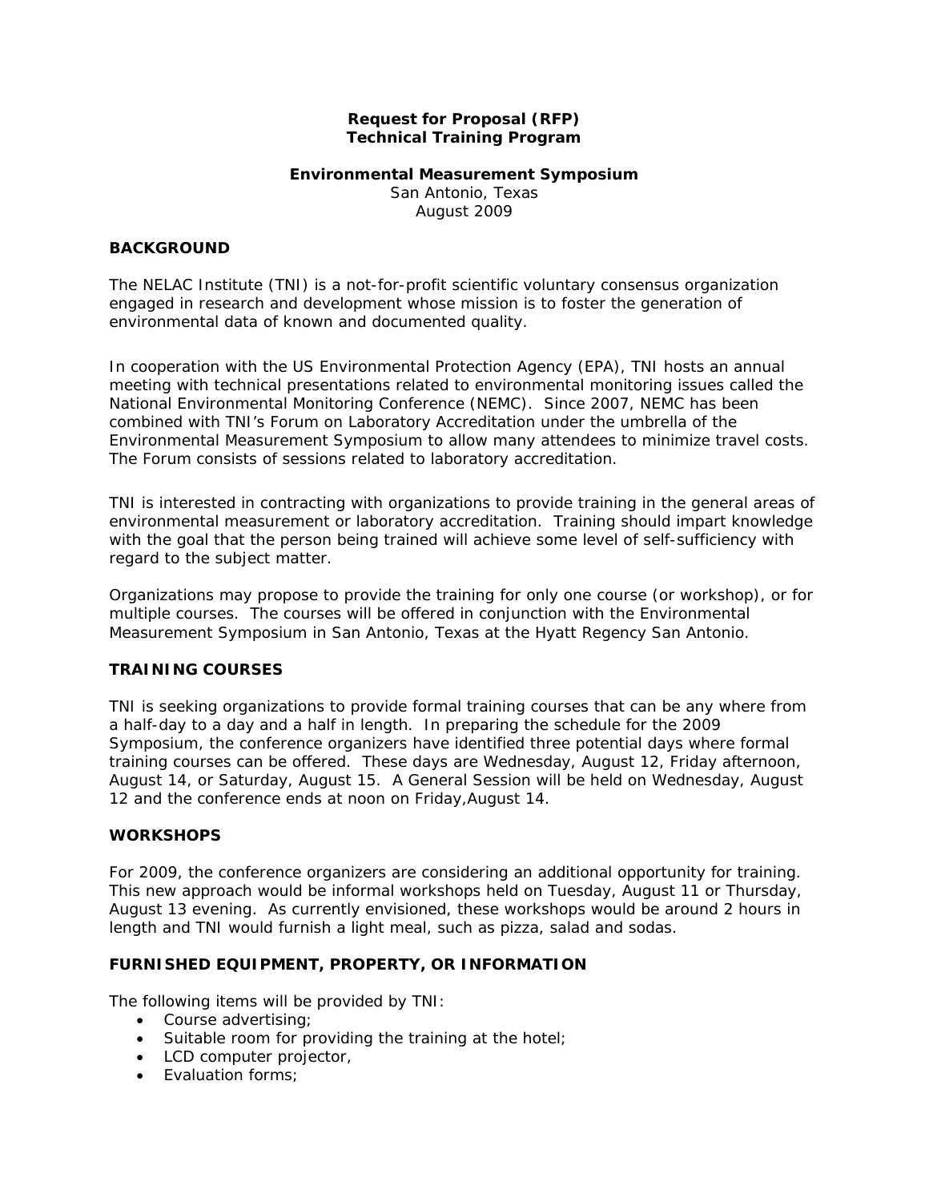# Request for Proposal (RFP)
# Technical Training Program

**Environmental Measurement Symposium**

San Antonio, Texas
August 2009

## BACKGROUND

The NELAC Institute (TNI) is a not-for-profit scientific voluntary consensus organization engaged in research and development whose mission is to foster the generation of environmental data of known and documented quality.

In cooperation with the US Environmental Protection Agency (EPA), TNI hosts an annual meeting with technical presentations related to environmental monitoring issues called the National Environmental Monitoring Conference (NEMC). Since 2007, NEMC has been combined with TNI's Forum on Laboratory Accreditation under the umbrella of the Environmental Measurement Symposium to allow many attendees to minimize travel costs. The Forum consists of sessions related to laboratory accreditation.

TNI is interested in contracting with organizations to provide training in the general areas of environmental measurement or laboratory accreditation. Training should impart knowledge with the goal that the person being trained will achieve some level of self-sufficiency with regard to the subject matter.

Organizations may propose to provide the training for only one course (or workshop), or for multiple courses. The courses will be offered in conjunction with the Environmental Measurement Symposium in San Antonio, Texas at the Hyatt Regency San Antonio.

## TRAINING COURSES

TNI is seeking organizations to provide formal training courses that can be any where from a half-day to a day and a half in length. In preparing the schedule for the 2009 Symposium, the conference organizers have identified three potential days where formal training courses can be offered. These days are Wednesday, August 12, Friday afternoon, August 14, or Saturday, August 15. A General Session will be held on Wednesday, August 12 and the conference ends at noon on Friday,August 14.

## WORKSHOPS

For 2009, the conference organizers are considering an additional opportunity for training. This new approach would be informal workshops held on Tuesday, August 11 or Thursday, August 13 evening. As currently envisioned, these workshops would be around 2 hours in length and TNI would furnish a light meal, such as pizza, salad and sodas.

## FURNISHED EQUIPMENT, PROPERTY, OR INFORMATION

The following items will be provided by TNI:

- Course advertising;
- Suitable room for providing the training at the hotel;
- LCD computer projector,
- Evaluation forms;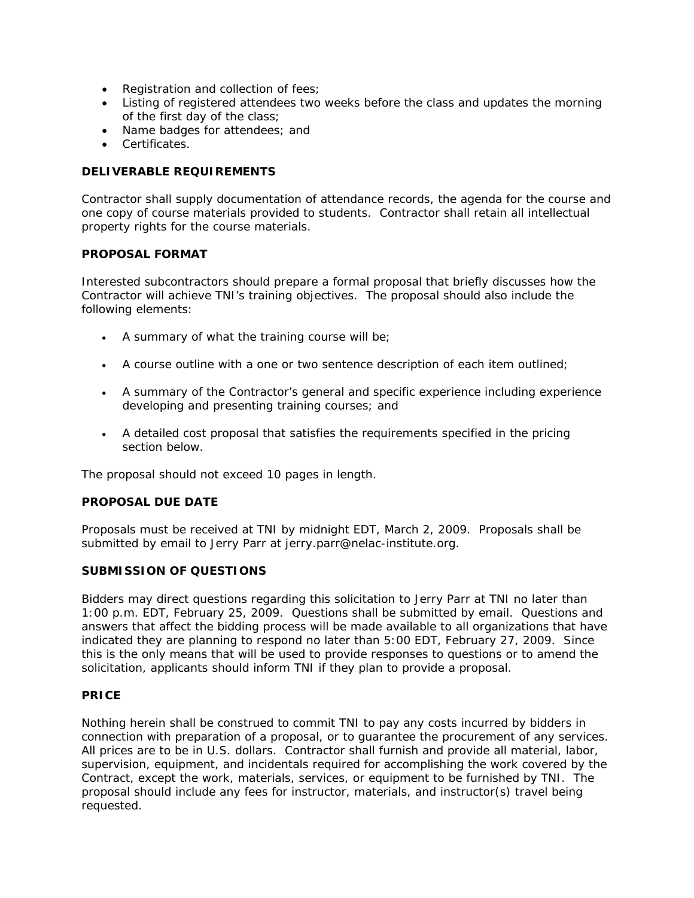- Registration and collection of fees;
- Listing of registered attendees two weeks before the class and updates the morning of the first day of the class;
- Name badges for attendees; and
- Certificates.

**DELIVERABLE REQUIREMENTS**

Contractor shall supply documentation of attendance records, the agenda for the course and one copy of course materials provided to students. Contractor shall retain all intellectual property rights for the course materials.

**PROPOSAL FORMAT**

Interested subcontractors should prepare a formal proposal that briefly discusses how the Contractor will achieve TNI's training objectives. The proposal should also include the following elements:

- A summary of what the training course will be;
- A course outline with a one or two sentence description of each item outlined;
- A summary of the Contractor's general and specific experience including experience developing and presenting training courses; and
- A detailed cost proposal that satisfies the requirements specified in the pricing section below.

The proposal should not exceed 10 pages in length.

**PROPOSAL DUE DATE**

Proposals must be received at TNI by midnight EDT, March 2, 2009. Proposals shall be submitted by email to Jerry Parr at jerry.parr@nelac-institute.org.

**SUBMISSION OF QUESTIONS**

Bidders may direct questions regarding this solicitation to Jerry Parr at TNI no later than 1:00 p.m. EDT, February 25, 2009. Questions shall be submitted by email. Questions and answers that affect the bidding process will be made available to all organizations that have indicated they are planning to respond no later than 5:00 EDT, February 27, 2009. Since this is the only means that will be used to provide responses to questions or to amend the solicitation, applicants should inform TNI if they plan to provide a proposal.

**PRICE**

Nothing herein shall be construed to commit TNI to pay any costs incurred by bidders in connection with preparation of a proposal, or to guarantee the procurement of any services. All prices are to be in U.S. dollars. Contractor shall furnish and provide all material, labor, supervision, equipment, and incidentals required for accomplishing the work covered by the Contract, except the work, materials, services, or equipment to be furnished by TNI. The proposal should include any fees for instructor, materials, and instructor(s) travel being requested.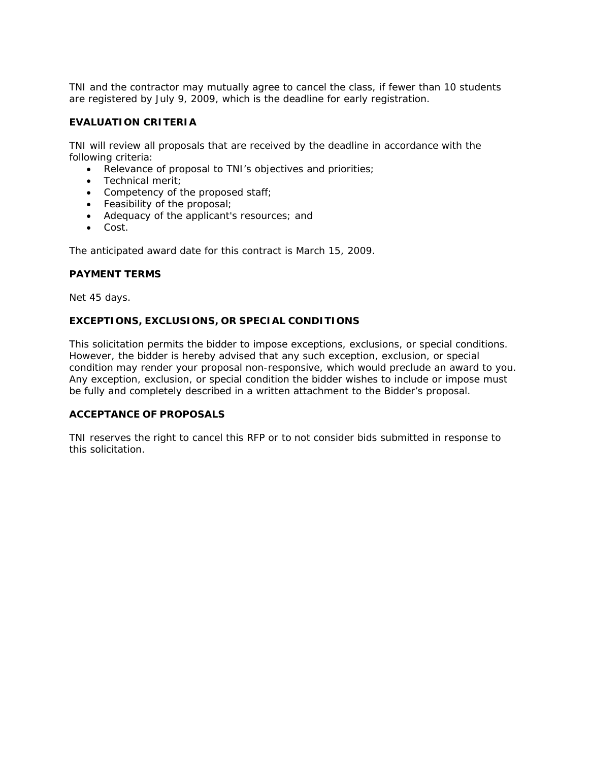TNI and the contractor may mutually agree to cancel the class, if fewer than 10 students are registered by July 9, 2009, which is the deadline for early registration.

## EVALUATION CRITERIA

TNI will review all proposals that are received by the deadline in accordance with the following criteria:

- Relevance of proposal to TNI's objectives and priorities;
- Technical merit;
- Competency of the proposed staff;
- Feasibility of the proposal;
- Adequacy of the applicant's resources; and
- Cost.

The anticipated award date for this contract is March 15, 2009.

## PAYMENT TERMS

Net 45 days.

## EXCEPTIONS, EXCLUSIONS, OR SPECIAL CONDITIONS

This solicitation permits the bidder to impose exceptions, exclusions, or special conditions. However, the bidder is hereby advised that any such exception, exclusion, or special condition may render your proposal non-responsive, which would preclude an award to you. Any exception, exclusion, or special condition the bidder wishes to include or impose must be fully and completely described in a written attachment to the Bidder's proposal.

## ACCEPTANCE OF PROPOSALS

TNI reserves the right to cancel this RFP or to not consider bids submitted in response to this solicitation.